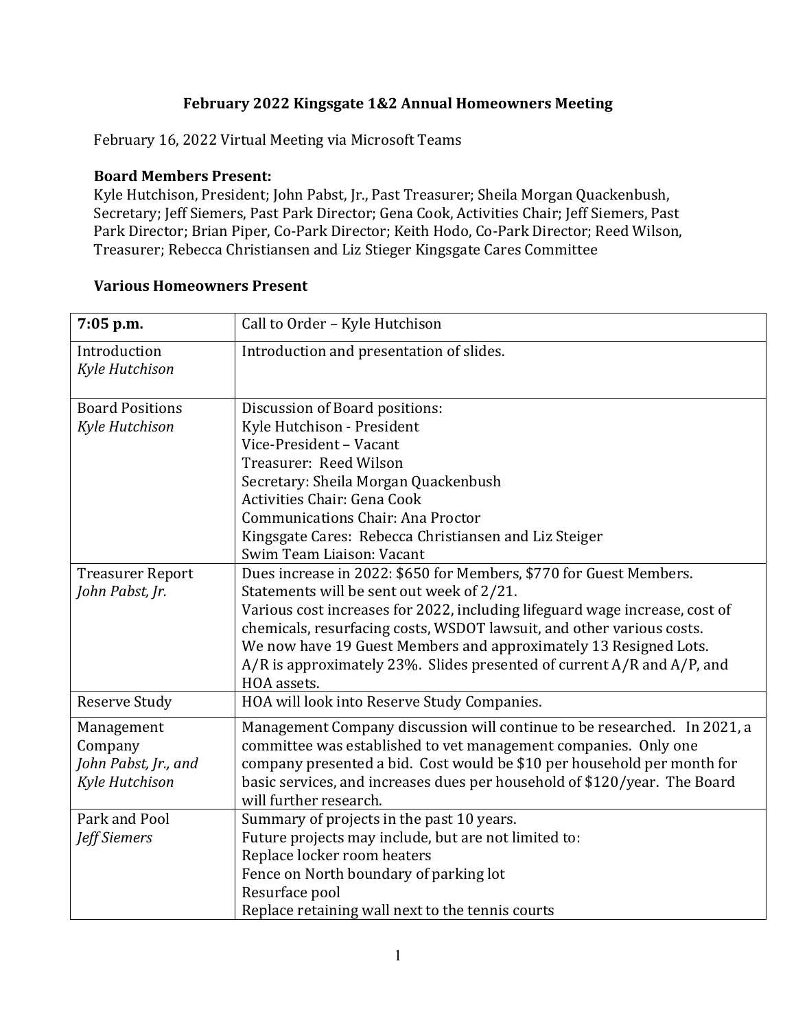# February 2022 Kingsgate 1&2 Annual Homeowners Meeting

February 16, 2022 Virtual Meeting via Microsoft Teams

**Board Members Present:**
Kyle Hutchison, President; John Pabst, Jr., Past Treasurer; Sheila Morgan Quackenbush, Secretary; Jeff Siemers, Past Park Director; Gena Cook, Activities Chair; Jeff Siemers, Past Park Director; Brian Piper, Co-Park Director; Keith Hodo, Co-Park Director; Reed Wilson, Treasurer; Rebecca Christiansen and Liz Stieger Kingsgate Cares Committee

**Various Homeowners Present**

| **7:05 p.m.** | Call to Order – Kyle Hutchison |
|---|---|
| Introduction<br>*Kyle Hutchison* | Introduction and presentation of slides. |
| Board Positions<br>*Kyle Hutchison* | Discussion of Board positions:<br>Kyle Hutchison - President<br>Vice-President – Vacant<br>Treasurer: Reed Wilson<br>Secretary: Sheila Morgan Quackenbush<br>Activities Chair: Gena Cook<br>Communications Chair: Ana Proctor<br>Kingsgate Cares: Rebecca Christiansen and Liz Steiger<br>Swim Team Liaison: Vacant |
| Treasurer Report<br>*John Pabst, Jr.* | Dues increase in 2022: $650 for Members, $770 for Guest Members.<br>Statements will be sent out week of 2/21.<br>Various cost increases for 2022, including lifeguard wage increase, cost of chemicals, resurfacing costs, WSDOT lawsuit, and other various costs.<br>We now have 19 Guest Members and approximately 13 Resigned Lots.<br>A/R is approximately 23%. Slides presented of current A/R and A/P, and HOA assets. |
| Reserve Study | HOA will look into Reserve Study Companies. |
| Management Company<br>*John Pabst, Jr., and Kyle Hutchison* | Management Company discussion will continue to be researched. In 2021, a committee was established to vet management companies. Only one company presented a bid. Cost would be $10 per household per month for basic services, and increases dues per household of $120/year. The Board will further research. |
| Park and Pool<br>*Jeff Siemers* | Summary of projects in the past 10 years.<br>Future projects may include, but are not limited to:<br>Replace locker room heaters<br>Fence on North boundary of parking lot<br>Resurface pool<br>Replace retaining wall next to the tennis courts |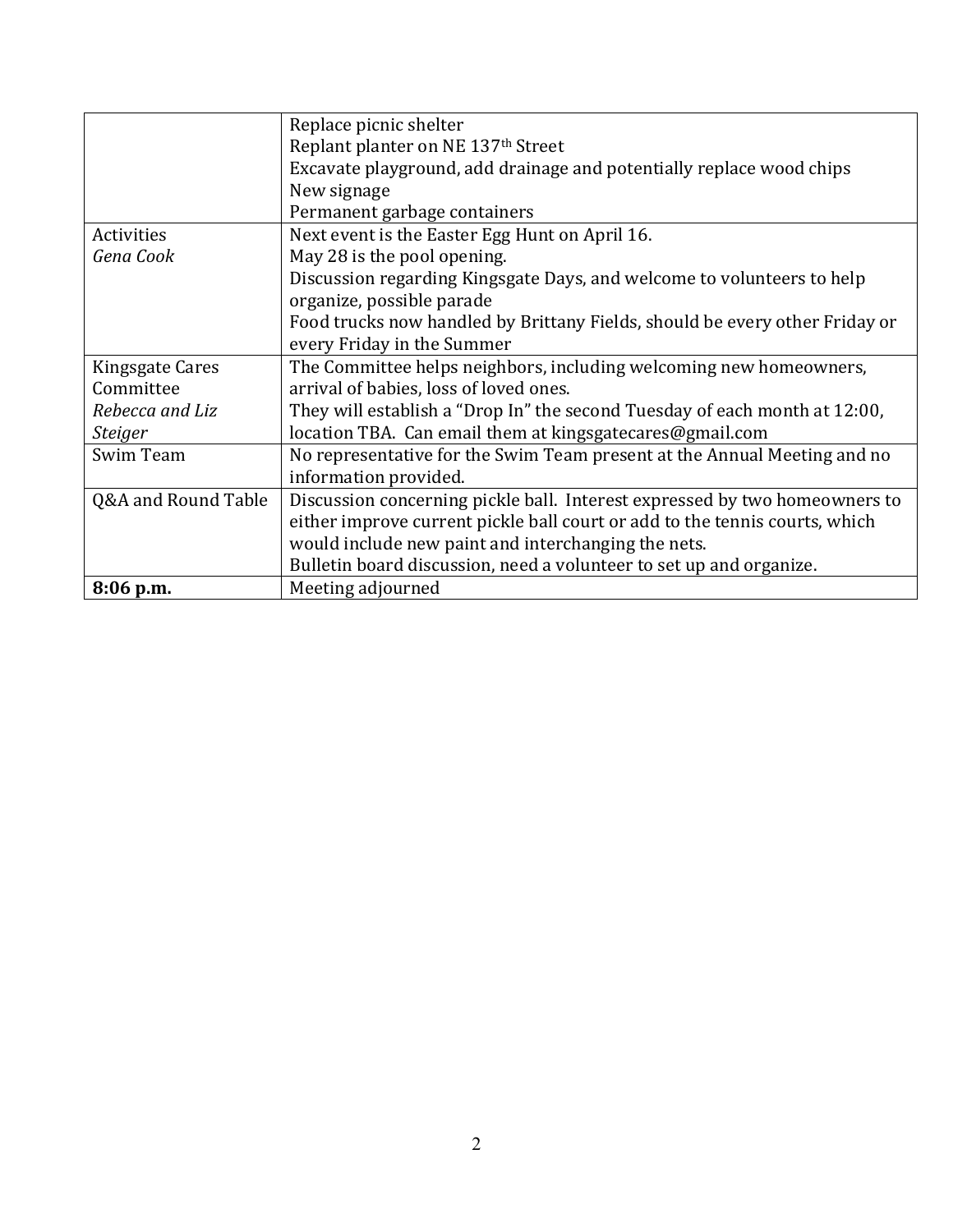| | |
|---|---|
| | Replace picnic shelter<br>Replant planter on NE 137th Street<br>Excavate playground, add drainage and potentially replace wood chips<br>New signage<br>Permanent garbage containers |
| Activities<br>*Gena Cook* | Next event is the Easter Egg Hunt on April 16.<br>May 28 is the pool opening.<br>Discussion regarding Kingsgate Days, and welcome to volunteers to help organize, possible parade<br>Food trucks now handled by Brittany Fields, should be every other Friday or every Friday in the Summer |
| Kingsgate Cares Committee<br>*Rebecca and Liz Steiger* | The Committee helps neighbors, including welcoming new homeowners, arrival of babies, loss of loved ones.<br>They will establish a "Drop In" the second Tuesday of each month at 12:00, location TBA. Can email them at kingsgatecares@gmail.com |
| Swim Team | No representative for the Swim Team present at the Annual Meeting and no information provided. |
| Q&A and Round Table | Discussion concerning pickle ball. Interest expressed by two homeowners to either improve current pickle ball court or add to the tennis courts, which would include new paint and interchanging the nets.<br>Bulletin board discussion, need a volunteer to set up and organize. |
| **8:06 p.m.** | Meeting adjourned |